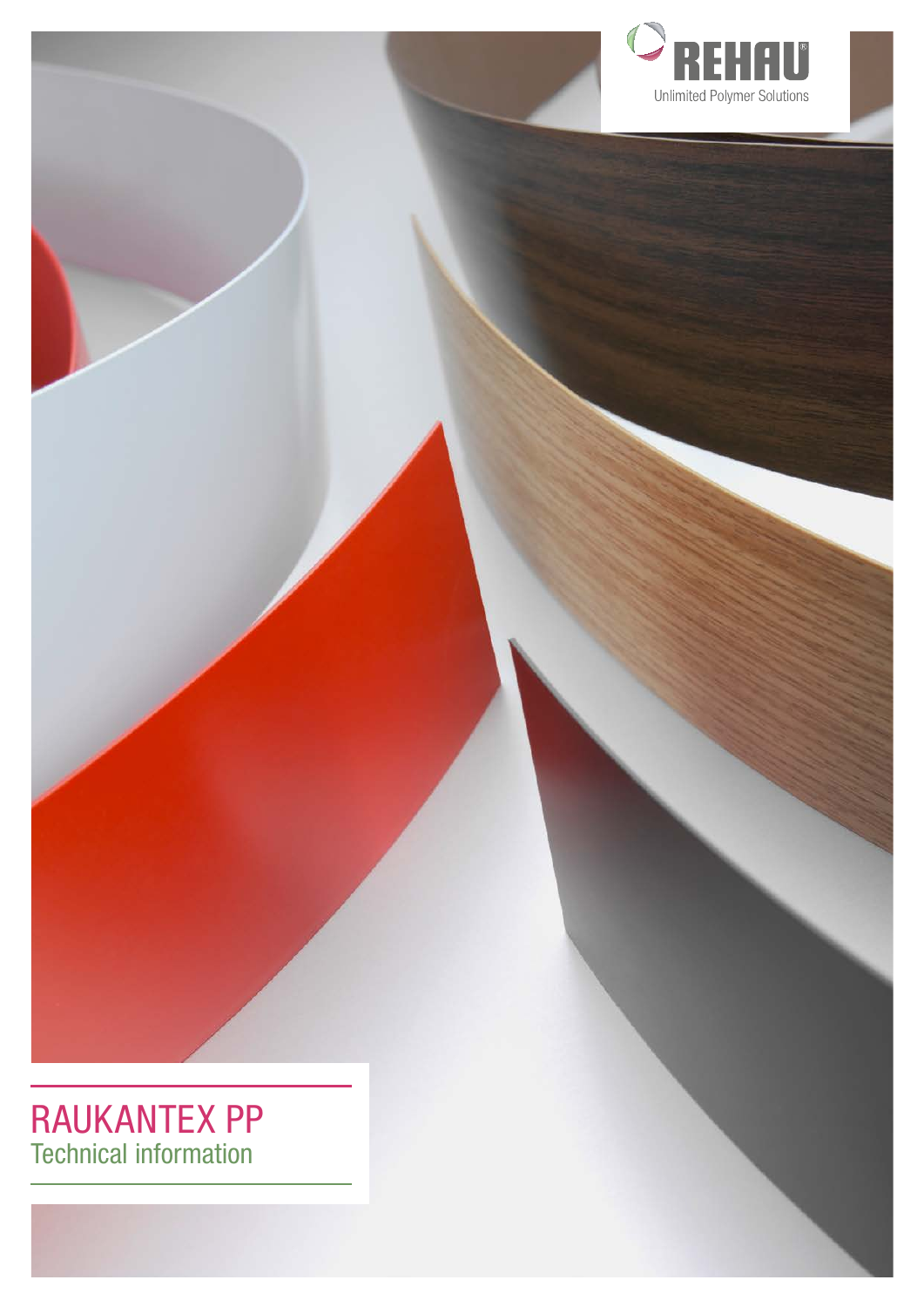REHAU

Unlimited Polymer Solutions

# RAUKANTEX PP

## Technical information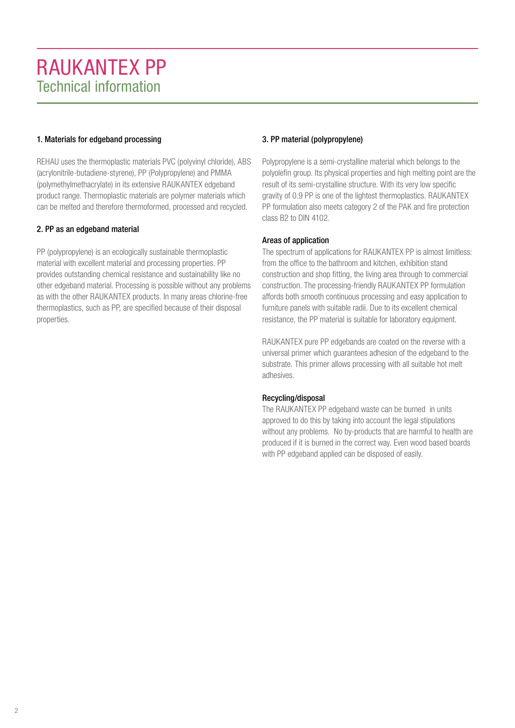# RAUKANTEX PP
## Technical information

### 1. Materials for edgeband processing

REHAU uses the thermoplastic materials PVC (polyvinyl chloride), ABS (acrylonitrile-butadiene-styrene), PP (Polypropylene) and PMMA (polymethylmethacrylate) in its extensive RAUKANTEX edgeband product range. Thermoplastic materials are polymer materials which can be melted and therefore thermoformed, processed and recycled.

### 2. PP as an edgeband material

PP (polypropylene) is an ecologically sustainable thermoplastic material with excellent material and processing properties. PP provides outstanding chemical resistance and sustainability like no other edgeband material. Processing is possible without any problems as with the other RAUKANTEX products. In many areas chlorine-free thermoplastics, such as PP, are specified because of their disposal properties.

### 3. PP material (polypropylene)

Polypropylene is a semi-crystalline material which belongs to the polyolefin group. Its physical properties and high melting point are the result of its semi-crystalline structure. With its very low specific gravity of 0.9 PP is one of the lightest thermoplastics. RAUKANTEX PP formulation also meets category 2 of the PAK and fire protection class B2 to DIN 4102.

#### Areas of application

The spectrum of applications for RAUKANTEX PP is almost limitless: from the office to the bathroom and kitchen, exhibition stand construction and shop fitting, the living area through to commercial construction. The processing-friendly RAUKANTEX PP formulation affords both smooth continuous processing and easy application to furniture panels with suitable radii. Due to its excellent chemical resistance, the PP material is suitable for laboratory equipment.

RAUKANTEX pure PP edgebands are coated on the reverse with a universal primer which guarantees adhesion of the edgeband to the substrate. This primer allows processing with all suitable hot melt adhesives.

#### Recycling/disposal

The RAUKANTEX PP edgeband waste can be burned in units approved to do this by taking into account the legal stipulations without any problems. No by-products that are harmful to health are produced if it is burned in the correct way. Even wood based boards with PP edgeband applied can be disposed of easily.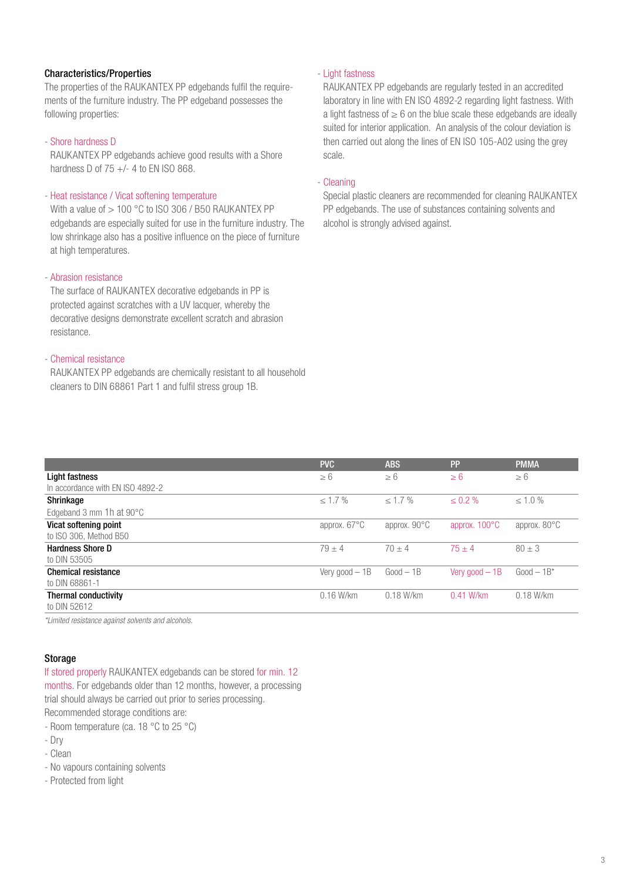## Characteristics/Properties

The properties of the RAUKANTEX PP edgebands fulfil the requirements of the furniture industry. The PP edgeband possesses the following properties:

- Shore hardness D
  RAUKANTEX PP edgebands achieve good results with a Shore hardness D of 75 +/- 4 to EN ISO 868.

- Heat resistance / Vicat softening temperature
  With a value of > 100 °C to ISO 306 / B50 RAUKANTEX PP edgebands are especially suited for use in the furniture industry. The low shrinkage also has a positive influence on the piece of furniture at high temperatures.

- Abrasion resistance
  The surface of RAUKANTEX decorative edgebands in PP is protected against scratches with a UV lacquer, whereby the decorative designs demonstrate excellent scratch and abrasion resistance.

- Chemical resistance
  RAUKANTEX PP edgebands are chemically resistant to all household cleaners to DIN 68861 Part 1 and fulfil stress group 1B.

- Light fastness
  RAUKANTEX PP edgebands are regularly tested in an accredited laboratory in line with EN ISO 4892-2 regarding light fastness. With a light fastness of ≥ 6 on the blue scale these edgebands are ideally suited for interior application. An analysis of the colour deviation is then carried out along the lines of EN ISO 105-A02 using the grey scale.

- Cleaning
  Special plastic cleaners are recommended for cleaning RAUKANTEX PP edgebands. The use of substances containing solvents and alcohol is strongly advised against.

| | PVC | ABS | PP | PMMA |
|---|---|---|---|---|
| **Light fastness**<br>In accordance with EN ISO 4892-2 | ≥ 6 | ≥ 6 | ≥ 6 | ≥ 6 |
| **Shrinkage**<br>Edgeband 3 mm 1h at 90°C | ≤ 1.7 % | ≤ 1.7 % | ≤ 0.2 % | ≤ 1.0 % |
| **Vicat softening point**<br>to ISO 306, Method B50 | approx. 67°C | approx. 90°C | approx. 100°C | approx. 80°C |
| **Hardness Shore D**<br>to DIN 53505 | 79 ± 4 | 70 ± 4 | 75 ± 4 | 80 ± 3 |
| **Chemical resistance**<br>to DIN 68861-1 | Very good – 1B | Good – 1B | Very good – 1B | Good – 1B* |
| **Thermal conductivity**<br>to DIN 52612 | 0.16 W/km | 0.18 W/km | 0.41 W/km | 0.18 W/km |

*Limited resistance against solvents and alcohols.*

## Storage

If stored properly RAUKANTEX edgebands can be stored for min. 12 months. For edgebands older than 12 months, however, a processing trial should always be carried out prior to series processing.
Recommended storage conditions are:

- Room temperature (ca. 18 °C to 25 °C)
- Dry
- Clean
- No vapours containing solvents
- Protected from light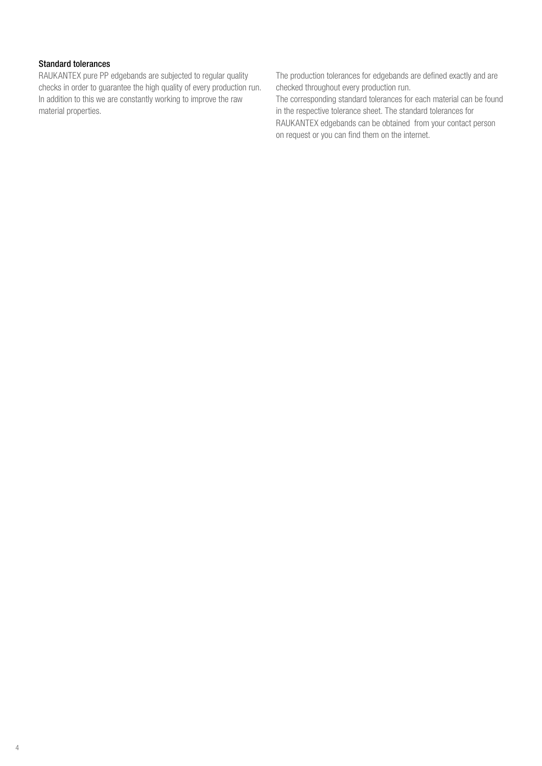### Standard tolerances

RAUKANTEX pure PP edgebands are subjected to regular quality checks in order to guarantee the high quality of every production run. In addition to this we are constantly working to improve the raw material properties.

The production tolerances for edgebands are defined exactly and are checked throughout every production run.

The corresponding standard tolerances for each material can be found in the respective tolerance sheet. The standard tolerances for RAUKANTEX edgebands can be obtained from your contact person on request or you can find them on the internet.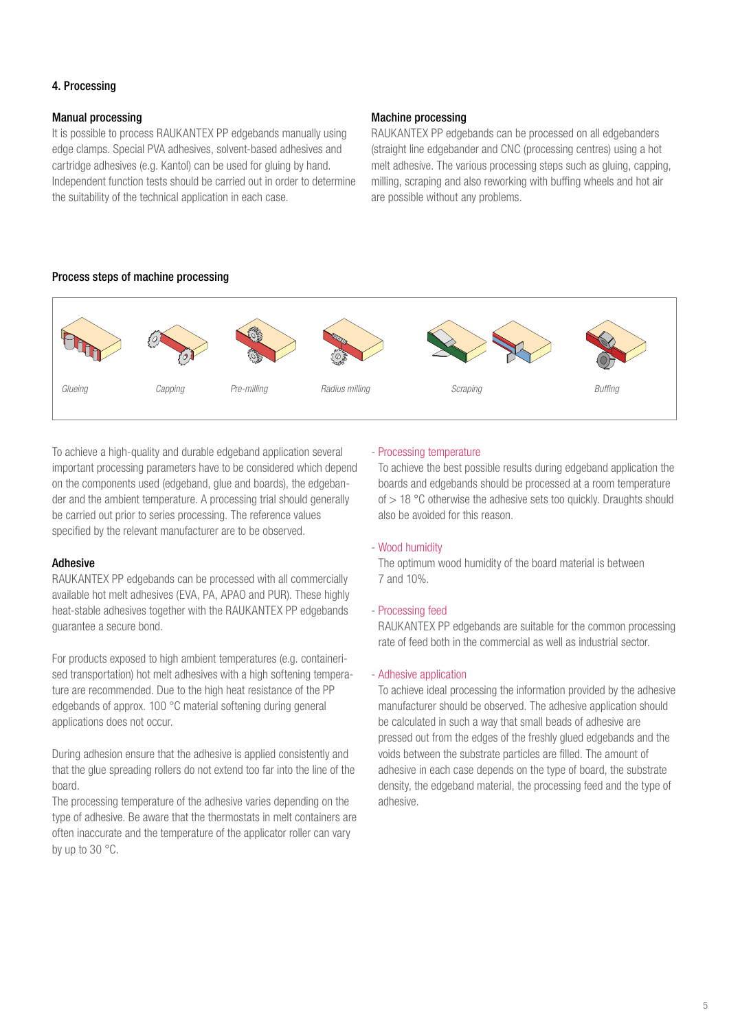## 4. Processing

### Manual processing

It is possible to process RAUKANTEX PP edgebands manually using edge clamps. Special PVA adhesives, solvent-based adhesives and cartridge adhesives (e.g. Kantol) can be used for gluing by hand. Independent function tests should be carried out in order to determine the suitability of the technical application in each case.

### Machine processing

RAUKANTEX PP edgebands can be processed on all edgebanders (straight line edgebander and CNC (processing centres) using a hot melt adhesive. The various processing steps such as gluing, capping, milling, scraping and also reworking with buffing wheels and hot air are possible without any problems.

### Process steps of machine processing

*Glueing* · *Capping* · *Pre-milling* · *Radius milling* · *Scraping* · *Buffing*

To achieve a high-quality and durable edgeband application several important processing parameters have to be considered which depend on the components used (edgeband, glue and boards), the edgebander and the ambient temperature. A processing trial should generally be carried out prior to series processing. The reference values specified by the relevant manufacturer are to be observed.

### Adhesive

RAUKANTEX PP edgebands can be processed with all commercially available hot melt adhesives (EVA, PA, APAO and PUR). These highly heat-stable adhesives together with the RAUKANTEX PP edgebands guarantee a secure bond.

For products exposed to high ambient temperatures (e.g. containerised transportation) hot melt adhesives with a high softening temperature are recommended. Due to the high heat resistance of the PP edgebands of approx. 100 °C material softening during general applications does not occur.

During adhesion ensure that the adhesive is applied consistently and that the glue spreading rollers do not extend too far into the line of the board.

The processing temperature of the adhesive varies depending on the type of adhesive. Be aware that the thermostats in melt containers are often inaccurate and the temperature of the applicator roller can vary by up to 30 °C.

- Processing temperature

  To achieve the best possible results during edgeband application the boards and edgebands should be processed at a room temperature of > 18 °C otherwise the adhesive sets too quickly. Draughts should also be avoided for this reason.

- Wood humidity

  The optimum wood humidity of the board material is between 7 and 10%.

- Processing feed

  RAUKANTEX PP edgebands are suitable for the common processing rate of feed both in the commercial as well as industrial sector.

- Adhesive application

  To achieve ideal processing the information provided by the adhesive manufacturer should be observed. The adhesive application should be calculated in such a way that small beads of adhesive are pressed out from the edges of the freshly glued edgebands and the voids between the substrate particles are filled. The amount of adhesive in each case depends on the type of board, the substrate density, the edgeband material, the processing feed and the type of adhesive.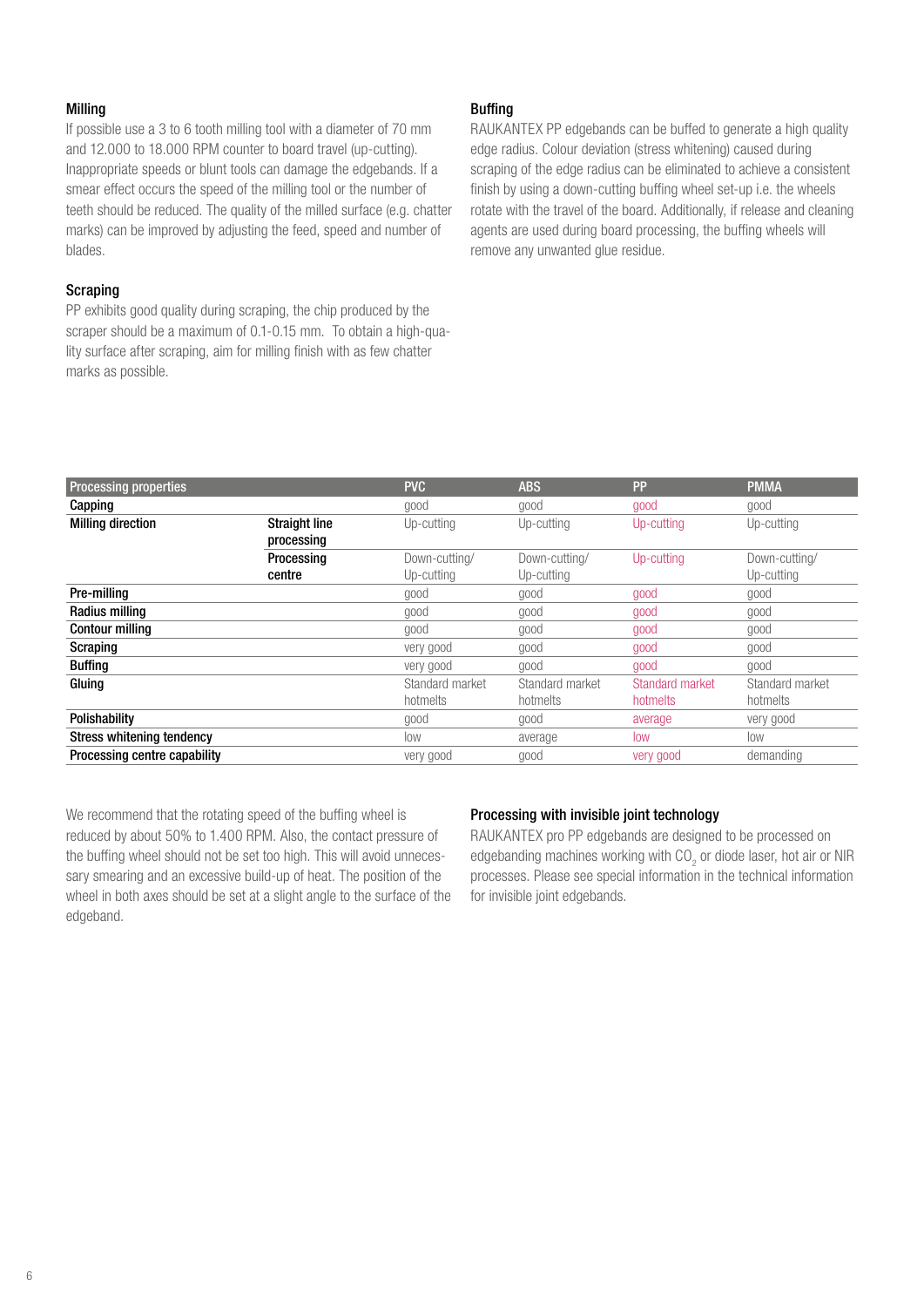### Milling

If possible use a 3 to 6 tooth milling tool with a diameter of 70 mm and 12.000 to 18.000 RPM counter to board travel (up-cutting). Inappropriate speeds or blunt tools can damage the edgebands. If a smear effect occurs the speed of the milling tool or the number of teeth should be reduced. The quality of the milled surface (e.g. chatter marks) can be improved by adjusting the feed, speed and number of blades.

### Scraping

PP exhibits good quality during scraping, the chip produced by the scraper should be a maximum of 0.1-0.15 mm. To obtain a high-quality surface after scraping, aim for milling finish with as few chatter marks as possible.

### Buffing

RAUKANTEX PP edgebands can be buffed to generate a high quality edge radius. Colour deviation (stress whitening) caused during scraping of the edge radius can be eliminated to achieve a consistent finish by using a down-cutting buffing wheel set-up i.e. the wheels rotate with the travel of the board. Additionally, if release and cleaning agents are used during board processing, the buffing wheels will remove any unwanted glue residue.

| Processing properties | | PVC | ABS | PP | PMMA |
|---|---|---|---|---|---|
| **Capping** | | good | good | good | good |
| **Milling direction** | **Straight line processing** | Up-cutting | Up-cutting | Up-cutting | Up-cutting |
| | **Processing centre** | Down-cutting/ Up-cutting | Down-cutting/ Up-cutting | Up-cutting | Down-cutting/ Up-cutting |
| **Pre-milling** | | good | good | good | good |
| **Radius milling** | | good | good | good | good |
| **Contour milling** | | good | good | good | good |
| **Scraping** | | very good | good | good | good |
| **Buffing** | | very good | good | good | good |
| **Gluing** | | Standard market hotmelts | Standard market hotmelts | Standard market hotmelts | Standard market hotmelts |
| **Polishability** | | good | good | average | very good |
| **Stress whitening tendency** | | low | average | low | low |
| **Processing centre capability** | | very good | good | very good | demanding |

We recommend that the rotating speed of the buffing wheel is reduced by about 50% to 1.400 RPM. Also, the contact pressure of the buffing wheel should not be set too high. This will avoid unnecessary smearing and an excessive build-up of heat. The position of the wheel in both axes should be set at a slight angle to the surface of the edgeband.

### Processing with invisible joint technology

RAUKANTEX pro PP edgebands are designed to be processed on edgebanding machines working with $CO_2$ or diode laser, hot air or NIR processes. Please see special information in the technical information for invisible joint edgebands.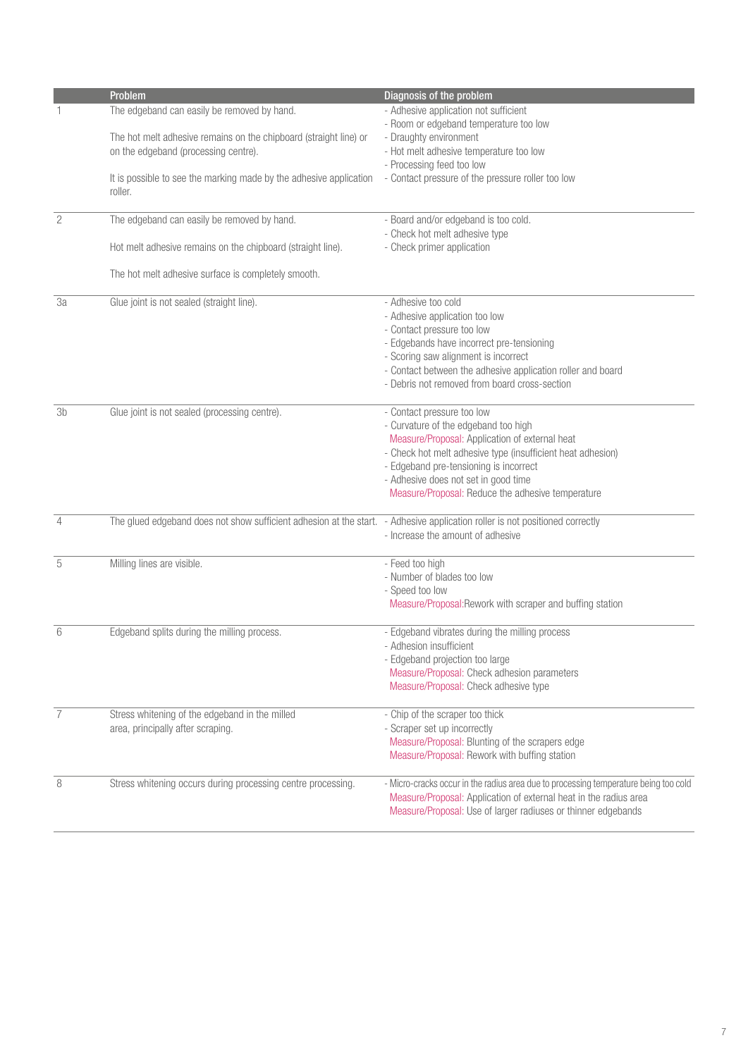| | Problem | Diagnosis of the problem |
|---|---|---|
| 1 | The edgeband can easily be removed by hand.<br><br>The hot melt adhesive remains on the chipboard (straight line) or on the edgeband (processing centre).<br><br>It is possible to see the marking made by the adhesive application roller. | - Adhesive application not sufficient<br>- Room or edgeband temperature too low<br>- Draughty environment<br>- Hot melt adhesive temperature too low<br>- Processing feed too low<br>- Contact pressure of the pressure roller too low |
| 2 | The edgeband can easily be removed by hand.<br><br>Hot melt adhesive remains on the chipboard (straight line).<br><br>The hot melt adhesive surface is completely smooth. | - Board and/or edgeband is too cold.<br>- Check hot melt adhesive type<br>- Check primer application |
| 3a | Glue joint is not sealed (straight line). | - Adhesive too cold<br>- Adhesive application too low<br>- Contact pressure too low<br>- Edgebands have incorrect pre-tensioning<br>- Scoring saw alignment is incorrect<br>- Contact between the adhesive application roller and board<br>- Debris not removed from board cross-section |
| 3b | Glue joint is not sealed (processing centre). | - Contact pressure too low<br>- Curvature of the edgeband too high<br>Measure/Proposal: Application of external heat<br>- Check hot melt adhesive type (insufficient heat adhesion)<br>- Edgeband pre-tensioning is incorrect<br>- Adhesive does not set in good time<br>Measure/Proposal: Reduce the adhesive temperature |
| 4 | The glued edgeband does not show sufficient adhesion at the start. | - Adhesive application roller is not positioned correctly<br>- Increase the amount of adhesive |
| 5 | Milling lines are visible. | - Feed too high<br>- Number of blades too low<br>- Speed too low<br>Measure/Proposal:Rework with scraper and buffing station |
| 6 | Edgeband splits during the milling process. | - Edgeband vibrates during the milling process<br>- Adhesion insufficient<br>- Edgeband projection too large<br>Measure/Proposal: Check adhesion parameters<br>Measure/Proposal: Check adhesive type |
| 7 | Stress whitening of the edgeband in the milled area, principally after scraping. | - Chip of the scraper too thick<br>- Scraper set up incorrectly<br>Measure/Proposal: Blunting of the scrapers edge<br>Measure/Proposal: Rework with buffing station |
| 8 | Stress whitening occurs during processing centre processing. | - Micro-cracks occur in the radius area due to processing temperature being too cold<br>Measure/Proposal: Application of external heat in the radius area<br>Measure/Proposal: Use of larger radiuses or thinner edgebands |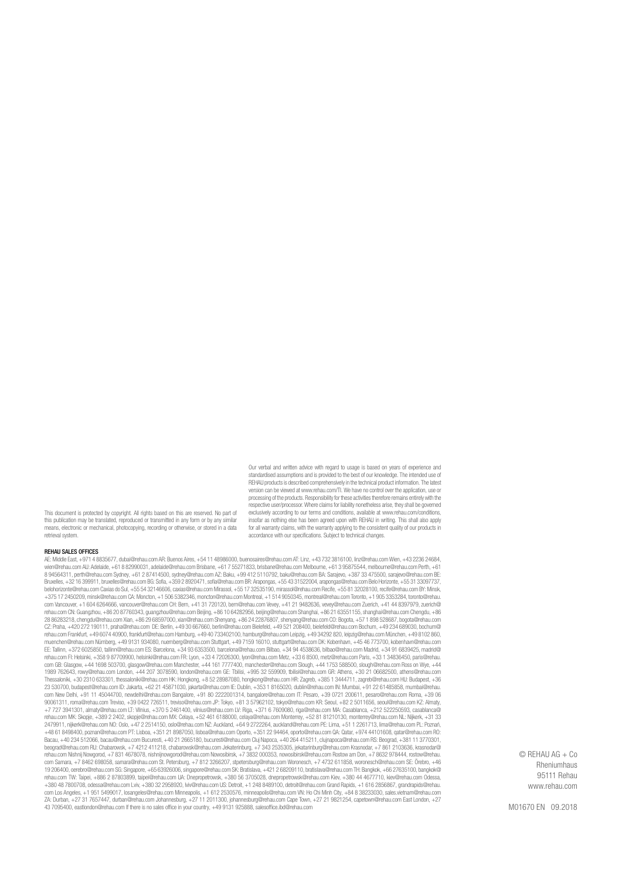This document is protected by copyright. All rights based on this are reserved. No part of this publication may be translated, reproduced or transmitted in any form or by any similar means, electronic or mechanical, photocopying, recording or otherwise, or stored in a data retrieval system.

Our verbal and written advice with regard to usage is based on years of experience and standardised assumptions and is provided to the best of our knowledge. The intended use of REHAU products is described comprehensively in the technical product information. The latest version can be viewed at www.rehau.com/TI. We have no control over the application, use or processing of the products. Responsibility for these activities therefore remains entirely with the respective user/processor. Where claims for liability nonetheless arise, they shall be governed exclusively according to our terms and conditions, available at www.rehau.com/conditions, insofar as nothing else has been agreed upon with REHAU in writing. This shall also apply for all warranty claims, with the warranty applying to the consistent quality of our products in accordance with our specifications. Subject to technical changes.

**REHAU SALES OFFICES**

AE: Middle East, +971 4 8835677, dubai@rehau.com AR: Buenos Aires, +54 11 48986000, buenosaires@rehau.com AT: Linz, +43 732 3816100, linz@rehau.com Wien, +43 2236 24684, wien@rehau.com AU: Adelaide, +61 8 82990031, adelaide@rehau.com Brisbane, +61 7 55271833, brisbane@rehau.com Melbourne, +61 3 95875544, melbourne@rehau.com Perth, +61 8 94564311, perth@rehau.com Sydney, +61 2 87414500, sydney@rehau.com AZ: Baku, +99 412 5110792, baku@rehau.com BA: Sarajevo, +387 33 475500, sarajevo@rehau.com BE: Bruxelles, +32 16 399911, bruxelles@rehau.com BG: Sofia, +359 2 8920471, sofia@rehau.com BR: Arapongas, +55 43 31522004, arapongas@rehau.com Belo Horizonte, +55 31 33097737, belohorizonte@rehau.com Caxias do Sul, +55 54 32146606, caxias@rehau.com Mirassol, +55 17 32535190, mirassol@rehau.com Recife, +55 81 32028100, recife@rehau.com BY: Minsk, +375 17 2450209, minsk@rehau.com CA: Moncton, +1 506 5382346, moncton@rehau.com Montreal, +1 514 9050345, montreal@rehau.com Toronto, +1 905 3353284, toronto@rehau.com Vancouver, +1 604 6264666, vancouver@rehau.com CH: Bern, +41 31 720120, bern@rehau.com Vevey, +41 21 9482636, vevey@rehau.com Zuerich, +41 44 8397979, zuerich@rehau.com CN: Guangzhou, +86 20 87760343, guangzhou@rehau.com Beijing, +86 10 64282956, beijing@rehau.com Shanghai, +86 21 63551155, shanghai@rehau.com Chengdu, +86 28 86283218, chengdu@rehau.com Xian, +86 29 68597000, xian@rehau.com Shenyang, +86 24 22876807, shenyang@rehau.com CO: Bogota, +57 1 898 528687, bogota@rehau.com CZ: Praha, +420 272 190111, praha@rehau.com DE: Berlin, +49 30 667660, berlin@rehau.com Bielefeld, +49 521 208400, bielefeld@rehau.com Bochum, +49 234 689030, bochum@rehau.com Frankfurt, +49 6074 40900, frankfurt@rehau.com Hamburg, +49 40 733402100, hamburg@rehau.com Leipzig, +49 34292 820, leipzig@rehau.com München, +49 8102 860, muenchen@rehau.com Nürnberg, +49 9131 934080, nuernberg@rehau.com Stuttgart, +49 7159 16010, stuttgart@rehau.com DK: København, +45 46 773700, kobenhavn@rehau.com EE: Tallinn, +372 6025850, tallinn@rehau.com ES: Barcelona, +34 93 6353500, barcelona@rehau.com Bilbao, +34 94 4538636, bilbao@rehau.com Madrid, +34 91 6839425, madrid@rehau.com FI: Helsinki, +358 9 87709900, helsinki@rehau.com FR: Lyon, +33 4 72026300, lyon@rehau.com Metz, +33 6 8500, metz@rehau.com Paris, +33 1 34836450, paris@rehau.com GB: Glasgow, +44 1698 503700, glasgow@rehau.com Manchester, +44 161 7777400, manchester@rehau.com Slough, +44 1753 588500, slough@rehau.com Ross on Wye, +44 1989 762643, rowy@rehau.com London, +44 207 3078590, london@rehau.com GE: Tbilisi, +995 32 559909, tbilisi@rehau.com GR: Athens, +30 21 06682500, athens@rehau.com Thessaloniki, +30 2310 633301, thessaloniki@rehau.com HK: Hongkong, +8 52 28987080, hongkong@rehau.com HR: Zagreb, +385 1 3444711, zagreb@rehau.com HU: Budapest, +36 23 530700, budapest@rehau.com ID: Jakarta, +62 21 45871030, jakarta@rehau.com IE: Dublin, +353 1 8165020, dublin@rehau.com IN: Mumbai, +91 22 61485858, mumbai@rehau.com New Delhi, +91 11 45044700, newdelhi@rehau.com Bangalore, +91 80 2222001314, bangalore@rehau.com IT: Pesaro, +39 0721 200611, pesaro@rehau.com Roma, +39 06 90061311, roma@rehau.com Treviso, +39 0422 726511, treviso@rehau.com JP: Tokyo, +81 3 57962102, tokyo@rehau.com KR: Seoul, +82 2 5011656, seoul@rehau.com KZ: Almaty, +7 727 3941301, almaty@rehau.com LT: Vilnius, +370 5 2461400, vilnius@rehau.com LV: Riga, +371 6 7609080, riga@rehau.com MA: Casablanca, +212 522250593, casablanca@rehau.com MK: Skopje, +389 2 2402, skopje@rehau.com MX: Celaya, +52 461 6188000, celaya@rehau.com Monterrey, +52 81 81210130, monterrey@rehau.com NL: Nijkerk, +31 33 2479911, nijkerk@rehau.com NO: Oslo, +47 2 2514150, oslo@rehau.com NZ: Auckland, +64 9 2722264, auckland@rehau.com PE: Lima, +51 1 2261713, lima@rehau.com PL: Poznań, +48 61 8498400, poznan@rehau.com PT: Lisboa, +351 21 8987050, lisboa@rehau.com Oporto, +351 22 94464, oporto@rehau.com QA: Qatar, +974 44101608, qatar@rehau.com RO: Bacau, +40 234 512066, bacau@rehau.com Bucuresti, +40 21 2665180, bucuresti@rehau.com Cluj Napoca, +40 264 415211, clujnapoca@rehau.com RS: Beograd, +381 11 3770301, beograd@rehau.com RU: Chabarowsk, +7 4212 411218, chabarowsk@rehau.com Jekaterinburg, +7 343 2535305, jekaterinburg@rehau.com Krasnodar, +7 861 2103636, krasnodar@rehau.com Nishnij Nowgorod, +7 831 4678078, nishnijnowgorod@rehau.com Nowosibirsk, +7 3832 000353, nowosibirsk@rehau.com Rostow am Don, +7 8632 978444, rostow@rehau.com Samara, +7 8462 698058, samara@rehau.com St. Petersburg, +7 812 3266207, stpetersburg@rehau.com Woronesch, +7 4732 611858, woronesch@rehau.com SE: Örebro, +46 19 206400, oerebro@rehau.com SG: Singapore, +65 63926006, singapore@rehau.com SK: Bratislava, +421 2 68209110, bratislava@rehau.com TH: Bangkok, +66 27635100, bangkok@rehau.com TW: Taipei, +886 2 87803899, taipei@rehau.com UA: Dnepropetrowsk, +380 56 3705028, dnepropetrowsk@rehau.com Kiev, +380 44 4677710, kiev@rehau.com Odessa, +380 48 7800708, odessa@rehau.com Lviv, +380 32 2958920, lviv@rehau.com US: Detroit, +1 248 8489100, detroit@rehau.com Grand Rapids, +1 616 2856867, grandrapids@rehau.com Los Angeles, +1 951 5499017, losangeles@rehau.com Minneapolis, +1 612 2530576, minneapolis@rehau.com VN: Ho Chi Minh City, +84 8 38233030, sales.vietnam@rehau.com ZA: Durban, +27 31 7657447, durban@rehau.com Johannesburg, +27 11 2011300, johannesburg@rehau.com Cape Town, +27 21 9821254, capetown@rehau.com East London, +27 43 7095400, eastlondon@rehau.com If there is no sales office in your country, +49 9131 925888, salesoffice.ibd@rehau.com

© REHAU AG + Co
Rheniumhaus
95111 Rehau
www.rehau.com

M01670 EN 09.2018